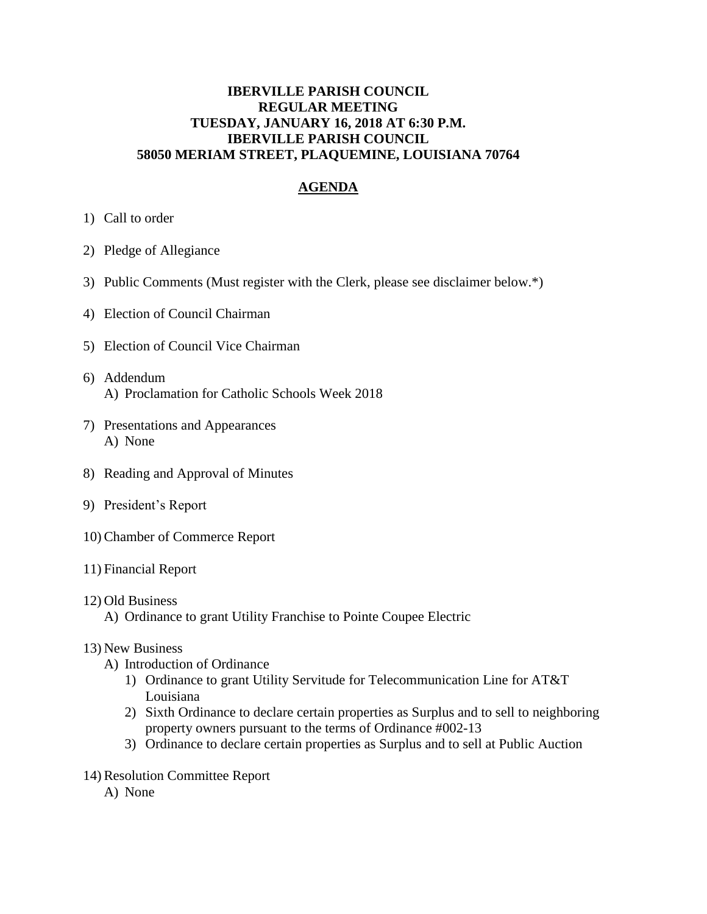# IBERVILLE PARISH COUNCIL
## REGULAR MEETING
## TUESDAY, JANUARY 16, 2018 AT 6:30 P.M.
## IBERVILLE PARISH COUNCIL
## 58050 MERIAM STREET, PLAQUEMINE, LOUISIANA 70764

## AGENDA

1) Call to order

2) Pledge of Allegiance

3) Public Comments (Must register with the Clerk, please see disclaimer below.*)

4) Election of Council Chairman

5) Election of Council Vice Chairman

6) Addendum
   A) Proclamation for Catholic Schools Week 2018

7) Presentations and Appearances
   A) None

8) Reading and Approval of Minutes

9) President's Report

10) Chamber of Commerce Report

11) Financial Report

12) Old Business
    A) Ordinance to grant Utility Franchise to Pointe Coupee Electric

13) New Business
    A) Introduction of Ordinance
       1) Ordinance to grant Utility Servitude for Telecommunication Line for AT&T Louisiana
       2) Sixth Ordinance to declare certain properties as Surplus and to sell to neighboring property owners pursuant to the terms of Ordinance #002-13
       3) Ordinance to declare certain properties as Surplus and to sell at Public Auction

14) Resolution Committee Report
    A) None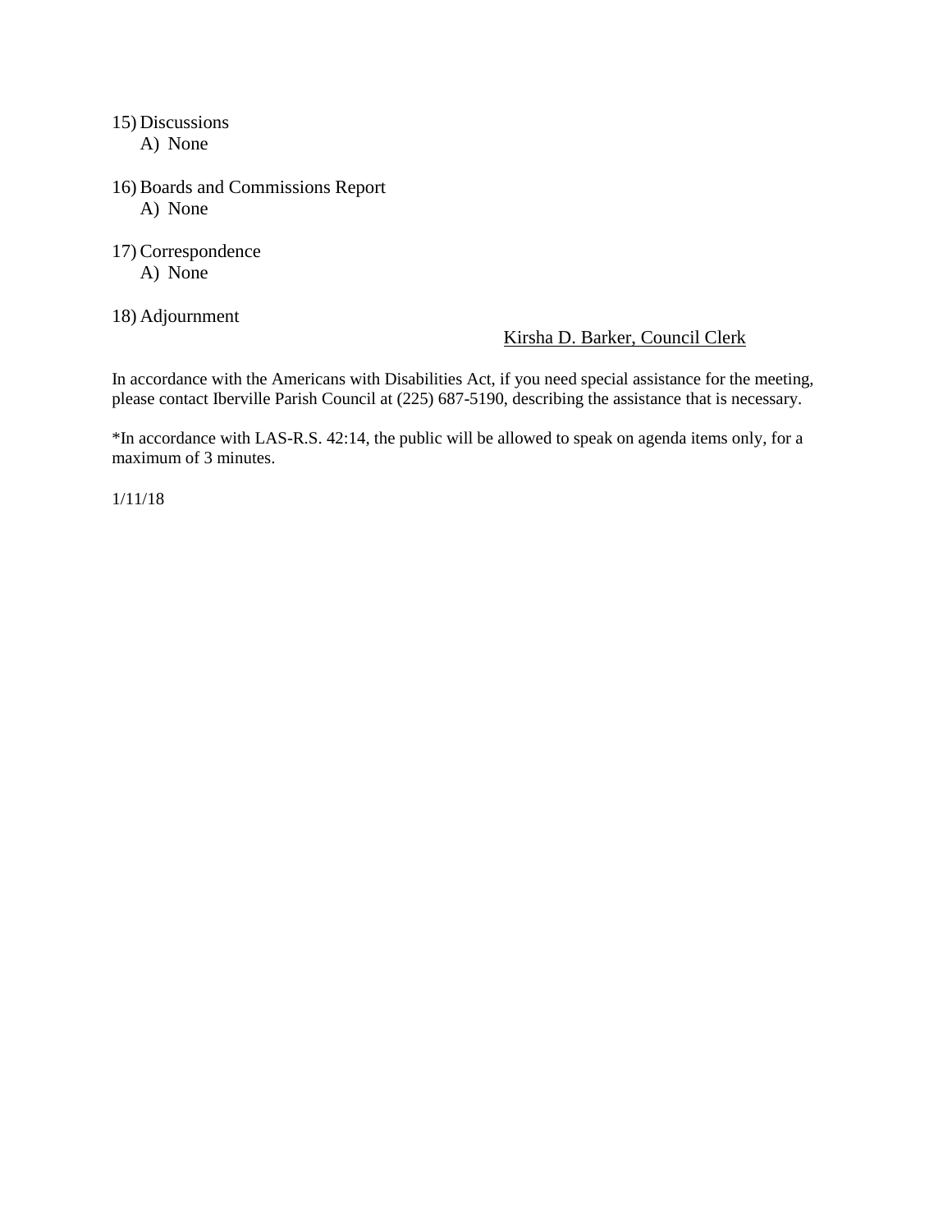15) Discussions
    A) None

16) Boards and Commissions Report
    A) None

17) Correspondence
    A) None

18) Adjournment

Kirsha D. Barker, Council Clerk

In accordance with the Americans with Disabilities Act, if you need special assistance for the meeting, please contact Iberville Parish Council at (225) 687-5190, describing the assistance that is necessary.

*In accordance with LAS-R.S. 42:14, the public will be allowed to speak on agenda items only, for a maximum of 3 minutes.

1/11/18